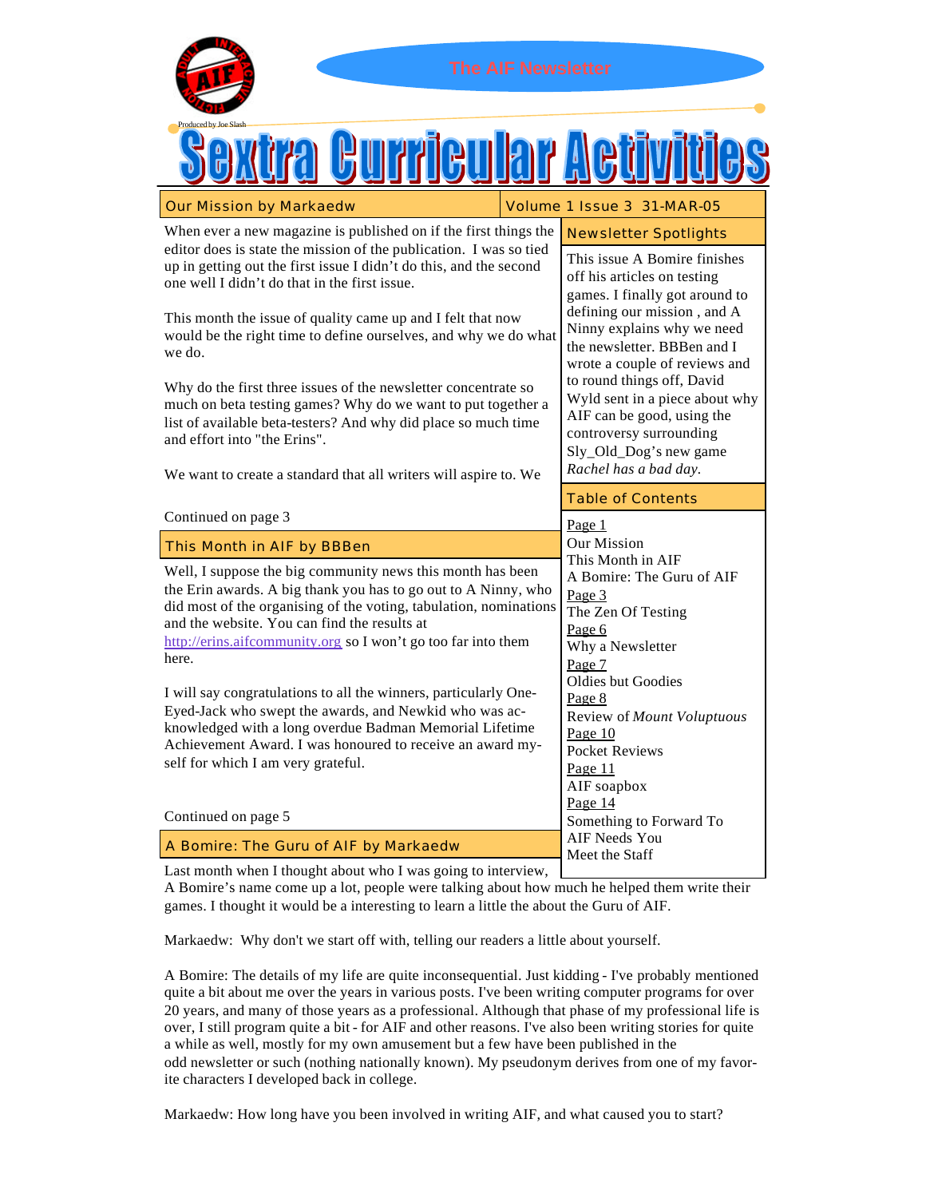The AIF Newsletter

Produced by Joe Slash

# Sextra Curricular Activities

Volume 1 Issue 3 31-MAR-05

## Our Mission by Markaedw

When ever a new magazine is published on if the first things the editor does is state the mission of the publication. I was so tied up in getting out the first issue I didn't do this, and the second one well I didn't do that in the first issue.

This month the issue of quality came up and I felt that now would be the right time to define ourselves, and why we do what we do.

Why do the first three issues of the newsletter concentrate so much on beta testing games? Why do we want to put together a list of available beta-testers? And why did place so much time and effort into "the Erins".

We want to create a standard that all writers will aspire to. We

Continued on page 3

## Newsletter Spotlights

This issue A Bomire finishes off his articles on testing games. I finally got around to defining our mission , and A Ninny explains why we need the newsletter. BBBen and I wrote a couple of reviews and to round things off, David Wyld sent in a piece about why AIF can be good, using the controversy surrounding Sly_Old_Dog's new game *Rachel has a bad day*.

## Table of Contents

Page 1
- Our Mission
- This Month in AIF
- A Bomire: The Guru of AIF

Page 3
- The Zen Of Testing

Page 6
- Why a Newsletter

Page 7
- Oldies but Goodies

Page 8
- Review of *Mount Voluptuous*

Page 10
- Pocket Reviews

Page 11
- AIF soapbox

Page 14
- Something to Forward To
- AIF Needs You
- Meet the Staff

## This Month in AIF by BBBen

Well, I suppose the big community news this month has been the Erin awards. A big thank you has to go out to A Ninny, who did most of the organising of the voting, tabulation, nominations and the website. You can find the results at http://erins.aifcommunity.org so I won't go too far into them here.

I will say congratulations to all the winners, particularly One-Eyed-Jack who swept the awards, and Newkid who was acknowledged with a long overdue Badman Memorial Lifetime Achievement Award. I was honoured to receive an award myself for which I am very grateful.

Continued on page 5

## A Bomire: The Guru of AIF by Markaedw

Last month when I thought about who I was going to interview, A Bomire's name come up a lot, people were talking about how much he helped them write their games. I thought it would be a interesting to learn a little the about the Guru of AIF.

Markaedw: Why don't we start off with, telling our readers a little about yourself.

A Bomire: The details of my life are quite inconsequential. Just kidding - I've probably mentioned quite a bit about me over the years in various posts. I've been writing computer programs for over 20 years, and many of those years as a professional. Although that phase of my professional life is over, I still program quite a bit - for AIF and other reasons. I've also been writing stories for quite a while as well, mostly for my own amusement but a few have been published in the odd newsletter or such (nothing nationally known). My pseudonym derives from one of my favorite characters I developed back in college.

Markaedw: How long have you been involved in writing AIF, and what caused you to start?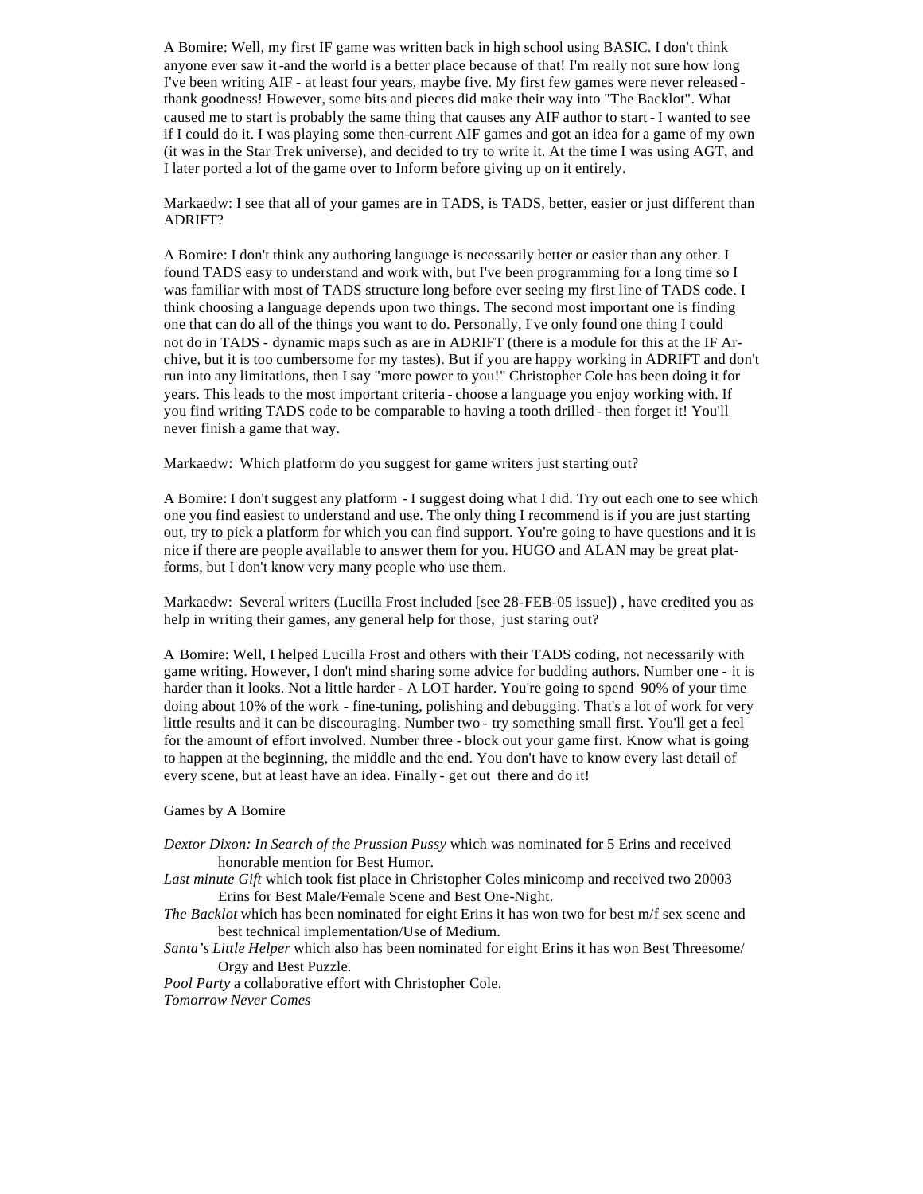A Bomire: Well, my first IF game was written back in high school using BASIC. I don't think anyone ever saw it -and the world is a better place because of that! I'm really not sure how long I've been writing AIF - at least four years, maybe five. My first few games were never released - thank goodness! However, some bits and pieces did make their way into "The Backlot". What caused me to start is probably the same thing that causes any AIF author to start - I wanted to see if I could do it. I was playing some then-current AIF games and got an idea for a game of my own (it was in the Star Trek universe), and decided to try to write it. At the time I was using AGT, and I later ported a lot of the game over to Inform before giving up on it entirely.

Markaedw: I see that all of your games are in TADS, is TADS, better, easier or just different than ADRIFT?

A Bomire: I don't think any authoring language is necessarily better or easier than any other. I found TADS easy to understand and work with, but I've been programming for a long time so I was familiar with most of TADS structure long before ever seeing my first line of TADS code. I think choosing a language depends upon two things. The second most important one is finding one that can do all of the things you want to do. Personally, I've only found one thing I could not do in TADS - dynamic maps such as are in ADRIFT (there is a module for this at the IF Archive, but it is too cumbersome for my tastes). But if you are happy working in ADRIFT and don't run into any limitations, then I say "more power to you!" Christopher Cole has been doing it for years. This leads to the most important criteria - choose a language you enjoy working with. If you find writing TADS code to be comparable to having a tooth drilled - then forget it! You'll never finish a game that way.

Markaedw: Which platform do you suggest for game writers just starting out?

A Bomire: I don't suggest any platform - I suggest doing what I did. Try out each one to see which one you find easiest to understand and use. The only thing I recommend is if you are just starting out, try to pick a platform for which you can find support. You're going to have questions and it is nice if there are people available to answer them for you. HUGO and ALAN may be great platforms, but I don't know very many people who use them.

Markaedw: Several writers (Lucilla Frost included [see 28-FEB-05 issue]) , have credited you as help in writing their games, any general help for those, just staring out?

A Bomire: Well, I helped Lucilla Frost and others with their TADS coding, not necessarily with game writing. However, I don't mind sharing some advice for budding authors. Number one - it is harder than it looks. Not a little harder - A LOT harder. You're going to spend 90% of your time doing about 10% of the work - fine-tuning, polishing and debugging. That's a lot of work for very little results and it can be discouraging. Number two - try something small first. You'll get a feel for the amount of effort involved. Number three - block out your game first. Know what is going to happen at the beginning, the middle and the end. You don't have to know every last detail of every scene, but at least have an idea. Finally - get out there and do it!

Games by A Bomire

*Dextor Dixon: In Search of the Prussion Pussy* which was nominated for 5 Erins and received honorable mention for Best Humor.

*Last minute Gift* which took fist place in Christopher Coles minicomp and received two 20003 Erins for Best Male/Female Scene and Best One-Night.

*The Backlot* which has been nominated for eight Erins it has won two for best m/f sex scene and best technical implementation/Use of Medium.

*Santa's Little Helper* which also has been nominated for eight Erins it has won Best Threesome/Orgy and Best Puzzle.

*Pool Party* a collaborative effort with Christopher Cole.

*Tomorrow Never Comes*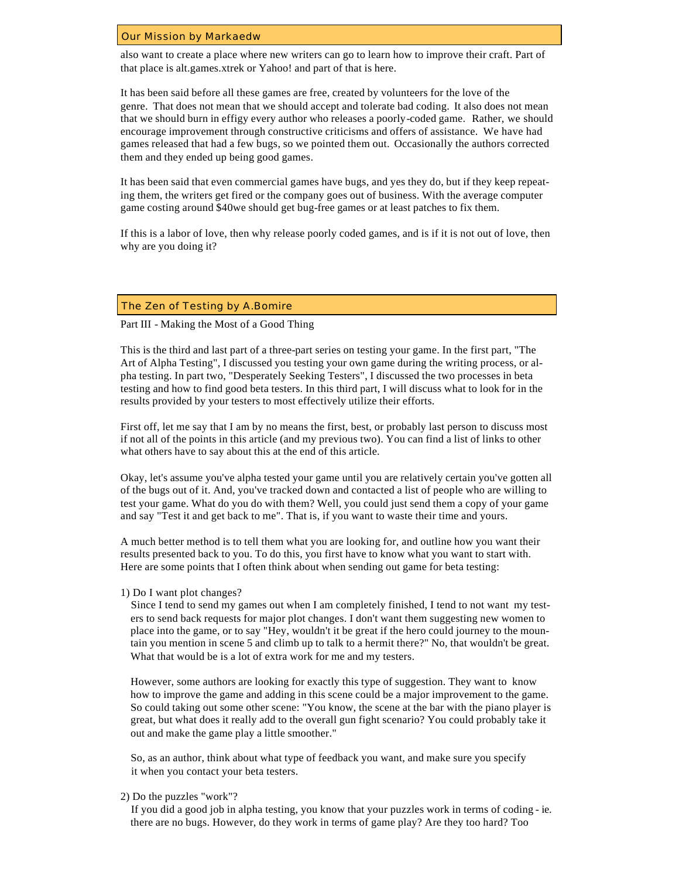## Our Mission by Markaedw

also want to create a place where new writers can go to learn how to improve their craft. Part of that place is alt.games.xtrek or Yahoo! and part of that is here.

It has been said before all these games are free, created by volunteers for the love of the genre. That does not mean that we should accept and tolerate bad coding. It also does not mean that we should burn in effigy every author who releases a poorly-coded game. Rather, we should encourage improvement through constructive criticisms and offers of assistance. We have had games released that had a few bugs, so we pointed them out. Occasionally the authors corrected them and they ended up being good games.

It has been said that even commercial games have bugs, and yes they do, but if they keep repeating them, the writers get fired or the company goes out of business. With the average computer game costing around $40we should get bug-free games or at least patches to fix them.

If this is a labor of love, then why release poorly coded games, and is if it is not out of love, then why are you doing it?

## The Zen of Testing by A.Bomire

Part III - Making the Most of a Good Thing

This is the third and last part of a three-part series on testing your game. In the first part, "The Art of Alpha Testing", I discussed you testing your own game during the writing process, or alpha testing. In part two, "Desperately Seeking Testers", I discussed the two processes in beta testing and how to find good beta testers. In this third part, I will discuss what to look for in the results provided by your testers to most effectively utilize their efforts.

First off, let me say that I am by no means the first, best, or probably last person to discuss most if not all of the points in this article (and my previous two). You can find a list of links to other what others have to say about this at the end of this article.

Okay, let's assume you've alpha tested your game until you are relatively certain you've gotten all of the bugs out of it. And, you've tracked down and contacted a list of people who are willing to test your game. What do you do with them? Well, you could just send them a copy of your game and say "Test it and get back to me". That is, if you want to waste their time and yours.

A much better method is to tell them what you are looking for, and outline how you want their results presented back to you. To do this, you first have to know what you want to start with. Here are some points that I often think about when sending out game for beta testing:

1) Do I want plot changes?

Since I tend to send my games out when I am completely finished, I tend to not want my testers to send back requests for major plot changes. I don't want them suggesting new women to place into the game, or to say "Hey, wouldn't it be great if the hero could journey to the mountain you mention in scene 5 and climb up to talk to a hermit there?" No, that wouldn't be great. What that would be is a lot of extra work for me and my testers.

However, some authors are looking for exactly this type of suggestion. They want to know how to improve the game and adding in this scene could be a major improvement to the game. So could taking out some other scene: "You know, the scene at the bar with the piano player is great, but what does it really add to the overall gun fight scenario? You could probably take it out and make the game play a little smoother."

So, as an author, think about what type of feedback you want, and make sure you specify it when you contact your beta testers.

2) Do the puzzles "work"?

If you did a good job in alpha testing, you know that your puzzles work in terms of coding - ie. there are no bugs. However, do they work in terms of game play? Are they too hard? Too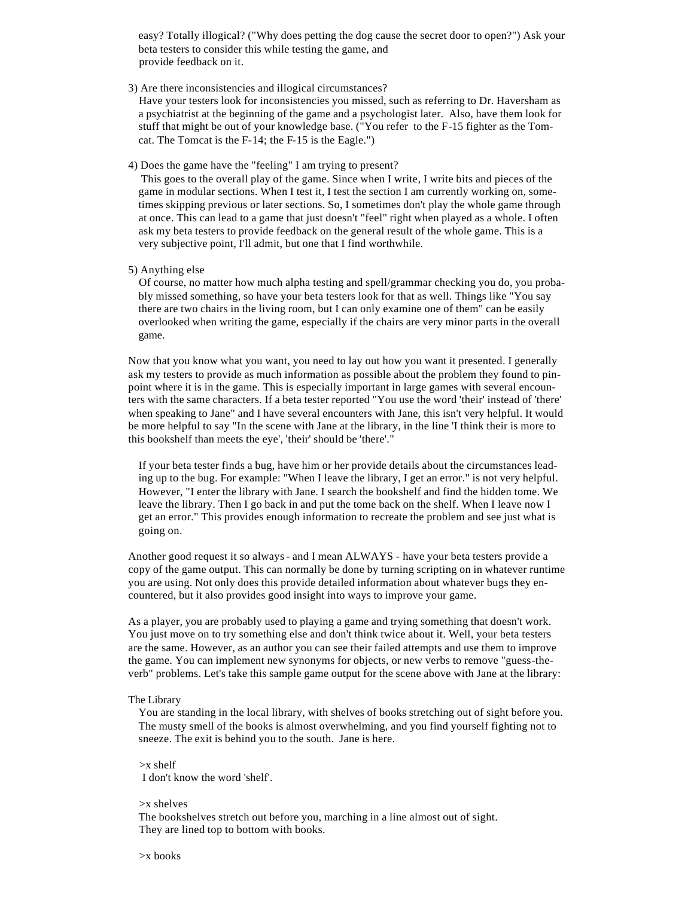easy? Totally illogical? ("Why does petting the dog cause the secret door to open?") Ask your beta testers to consider this while testing the game, and provide feedback on it.

3) Are there inconsistencies and illogical circumstances?
Have your testers look for inconsistencies you missed, such as referring to Dr. Haversham as a psychiatrist at the beginning of the game and a psychologist later. Also, have them look for stuff that might be out of your knowledge base. ("You refer to the F-15 fighter as the Tomcat. The Tomcat is the F-14; the F-15 is the Eagle.")

4) Does the game have the "feeling" I am trying to present?
This goes to the overall play of the game. Since when I write, I write bits and pieces of the game in modular sections. When I test it, I test the section I am currently working on, sometimes skipping previous or later sections. So, I sometimes don't play the whole game through at once. This can lead to a game that just doesn't "feel" right when played as a whole. I often ask my beta testers to provide feedback on the general result of the whole game. This is a very subjective point, I'll admit, but one that I find worthwhile.

5) Anything else
Of course, no matter how much alpha testing and spell/grammar checking you do, you probably missed something, so have your beta testers look for that as well. Things like "You say there are two chairs in the living room, but I can only examine one of them" can be easily overlooked when writing the game, especially if the chairs are very minor parts in the overall game.

Now that you know what you want, you need to lay out how you want it presented. I generally ask my testers to provide as much information as possible about the problem they found to pinpoint where it is in the game. This is especially important in large games with several encounters with the same characters. If a beta tester reported "You use the word 'their' instead of 'there' when speaking to Jane" and I have several encounters with Jane, this isn't very helpful. It would be more helpful to say "In the scene with Jane at the library, in the line 'I think their is more to this bookshelf than meets the eye', 'their' should be 'there'."

If your beta tester finds a bug, have him or her provide details about the circumstances leading up to the bug. For example: "When I leave the library, I get an error." is not very helpful. However, "I enter the library with Jane. I search the bookshelf and find the hidden tome. We leave the library. Then I go back in and put the tome back on the shelf. When I leave now I get an error." This provides enough information to recreate the problem and see just what is going on.

Another good request it so always - and I mean ALWAYS - have your beta testers provide a copy of the game output. This can normally be done by turning scripting on in whatever runtime you are using. Not only does this provide detailed information about whatever bugs they encountered, but it also provides good insight into ways to improve your game.

As a player, you are probably used to playing a game and trying something that doesn't work. You just move on to try something else and don't think twice about it. Well, your beta testers are the same. However, as an author you can see their failed attempts and use them to improve the game. You can implement new synonyms for objects, or new verbs to remove "guess-the-verb" problems. Let's take this sample game output for the scene above with Jane at the library:

```
The Library
   You are standing in the local library, with shelves of books stretching out of sight before you.
   The musty smell of the books is almost overwhelming, and you find yourself fighting not to
   sneeze. The exit is behind you to the south.  Jane is here.

   >x shelf
    I don't know the word 'shelf'.

   >x shelves
   The bookshelves stretch out before you, marching in a line almost out of sight.
   They are lined top to bottom with books.

   >x books
```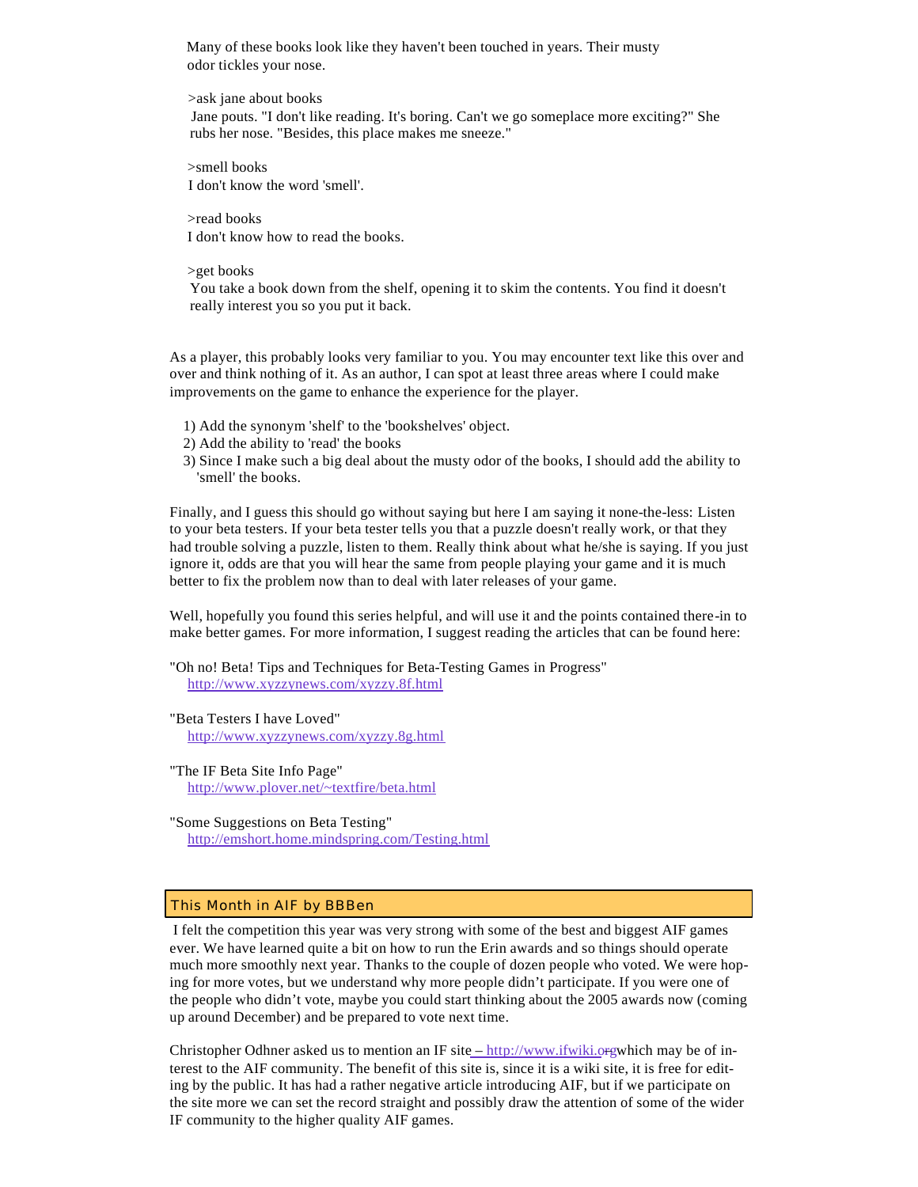Many of these books look like they haven't been touched in years. Their musty odor tickles your nose.

>ask jane about books
Jane pouts. "I don't like reading. It's boring. Can't we go someplace more exciting?" She rubs her nose. "Besides, this place makes me sneeze."

>smell books
I don't know the word 'smell'.

>read books
I don't know how to read the books.

>get books
You take a book down from the shelf, opening it to skim the contents. You find it doesn't really interest you so you put it back.

As a player, this probably looks very familiar to you. You may encounter text like this over and over and think nothing of it. As an author, I can spot at least three areas where I could make improvements on the game to enhance the experience for the player.

1) Add the synonym 'shelf' to the 'bookshelves' object.
2) Add the ability to 'read' the books
3) Since I make such a big deal about the musty odor of the books, I should add the ability to 'smell' the books.

Finally, and I guess this should go without saying but here I am saying it none-the-less: Listen to your beta testers. If your beta tester tells you that a puzzle doesn't really work, or that they had trouble solving a puzzle, listen to them. Really think about what he/she is saying. If you just ignore it, odds are that you will hear the same from people playing your game and it is much better to fix the problem now than to deal with later releases of your game.

Well, hopefully you found this series helpful, and will use it and the points contained there-in to make better games. For more information, I suggest reading the articles that can be found here:

"Oh no! Beta! Tips and Techniques for Beta-Testing Games in Progress"
http://www.xyzzynews.com/xyzzy.8f.html

"Beta Testers I have Loved"
http://www.xyzzynews.com/xyzzy.8g.html

"The IF Beta Site Info Page"
http://www.plover.net/~textfire/beta.html

"Some Suggestions on Beta Testing"
http://emshort.home.mindspring.com/Testing.html

## This Month in AIF by BBBen

I felt the competition this year was very strong with some of the best and biggest AIF games ever. We have learned quite a bit on how to run the Erin awards and so things should operate much more smoothly next year. Thanks to the couple of dozen people who voted. We were hoping for more votes, but we understand why more people didn't participate. If you were one of the people who didn't vote, maybe you could start thinking about the 2005 awards now (coming up around December) and be prepared to vote next time.

Christopher Odhner asked us to mention an IF site – http://www.ifwiki.org which may be of interest to the AIF community. The benefit of this site is, since it is a wiki site, it is free for editing by the public. It has had a rather negative article introducing AIF, but if we participate on the site more we can set the record straight and possibly draw the attention of some of the wider IF community to the higher quality AIF games.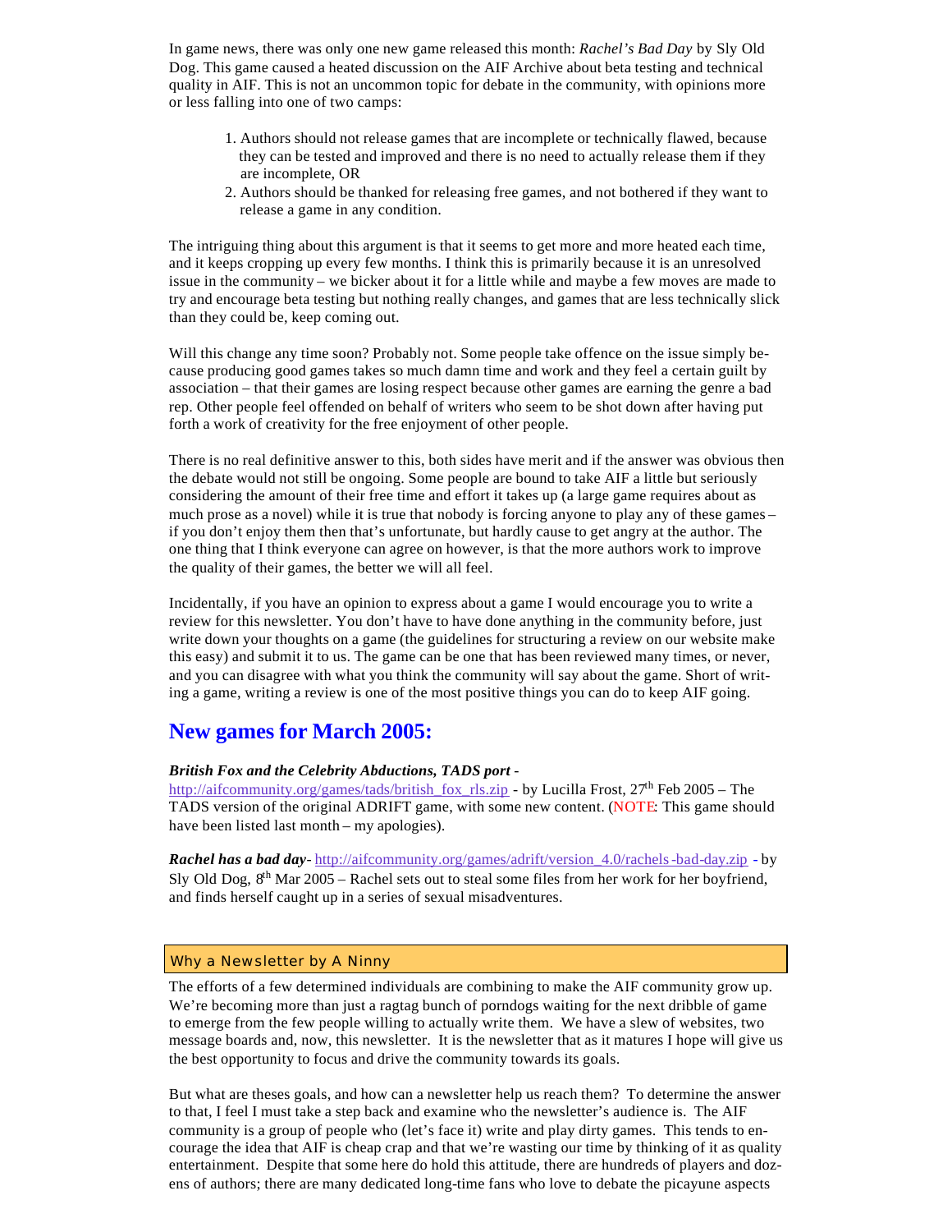In game news, there was only one new game released this month: *Rachel's Bad Day* by Sly Old Dog. This game caused a heated discussion on the AIF Archive about beta testing and technical quality in AIF. This is not an uncommon topic for debate in the community, with opinions more or less falling into one of two camps:

1. Authors should not release games that are incomplete or technically flawed, because they can be tested and improved and there is no need to actually release them if they are incomplete, OR
2. Authors should be thanked for releasing free games, and not bothered if they want to release a game in any condition.

The intriguing thing about this argument is that it seems to get more and more heated each time, and it keeps cropping up every few months. I think this is primarily because it is an unresolved issue in the community – we bicker about it for a little while and maybe a few moves are made to try and encourage beta testing but nothing really changes, and games that are less technically slick than they could be, keep coming out.

Will this change any time soon? Probably not. Some people take offence on the issue simply because producing good games takes so much damn time and work and they feel a certain guilt by association – that their games are losing respect because other games are earning the genre a bad rep. Other people feel offended on behalf of writers who seem to be shot down after having put forth a work of creativity for the free enjoyment of other people.

There is no real definitive answer to this, both sides have merit and if the answer was obvious then the debate would not still be ongoing. Some people are bound to take AIF a little but seriously considering the amount of their free time and effort it takes up (a large game requires about as much prose as a novel) while it is true that nobody is forcing anyone to play any of these games – if you don't enjoy them then that's unfortunate, but hardly cause to get angry at the author. The one thing that I think everyone can agree on however, is that the more authors work to improve the quality of their games, the better we will all feel.

Incidentally, if you have an opinion to express about a game I would encourage you to write a review for this newsletter. You don't have to have done anything in the community before, just write down your thoughts on a game (the guidelines for structuring a review on our website make this easy) and submit it to us. The game can be one that has been reviewed many times, or never, and you can disagree with what you think the community will say about the game. Short of writing a game, writing a review is one of the most positive things you can do to keep AIF going.

## New games for March 2005:

***British Fox and the Celebrity Abductions, TADS port*** - http://aifcommunity.org/games/tads/british_fox_rls.zip - by Lucilla Frost, 27th Feb 2005 – The TADS version of the original ADRIFT game, with some new content. (NOTE: This game should have been listed last month – my apologies).

***Rachel has a bad day***- http://aifcommunity.org/games/adrift/version_4.0/rachels-bad-day.zip - by Sly Old Dog, 8th Mar 2005 – Rachel sets out to steal some files from her work for her boyfriend, and finds herself caught up in a series of sexual misadventures.

## Why a Newsletter by A Ninny

The efforts of a few determined individuals are combining to make the AIF community grow up. We're becoming more than just a ragtag bunch of porndogs waiting for the next dribble of game to emerge from the few people willing to actually write them. We have a slew of websites, two message boards and, now, this newsletter. It is the newsletter that as it matures I hope will give us the best opportunity to focus and drive the community towards its goals.

But what are theses goals, and how can a newsletter help us reach them? To determine the answer to that, I feel I must take a step back and examine who the newsletter's audience is. The AIF community is a group of people who (let's face it) write and play dirty games. This tends to encourage the idea that AIF is cheap crap and that we're wasting our time by thinking of it as quality entertainment. Despite that some here do hold this attitude, there are hundreds of players and dozens of authors; there are many dedicated long-time fans who love to debate the picayune aspects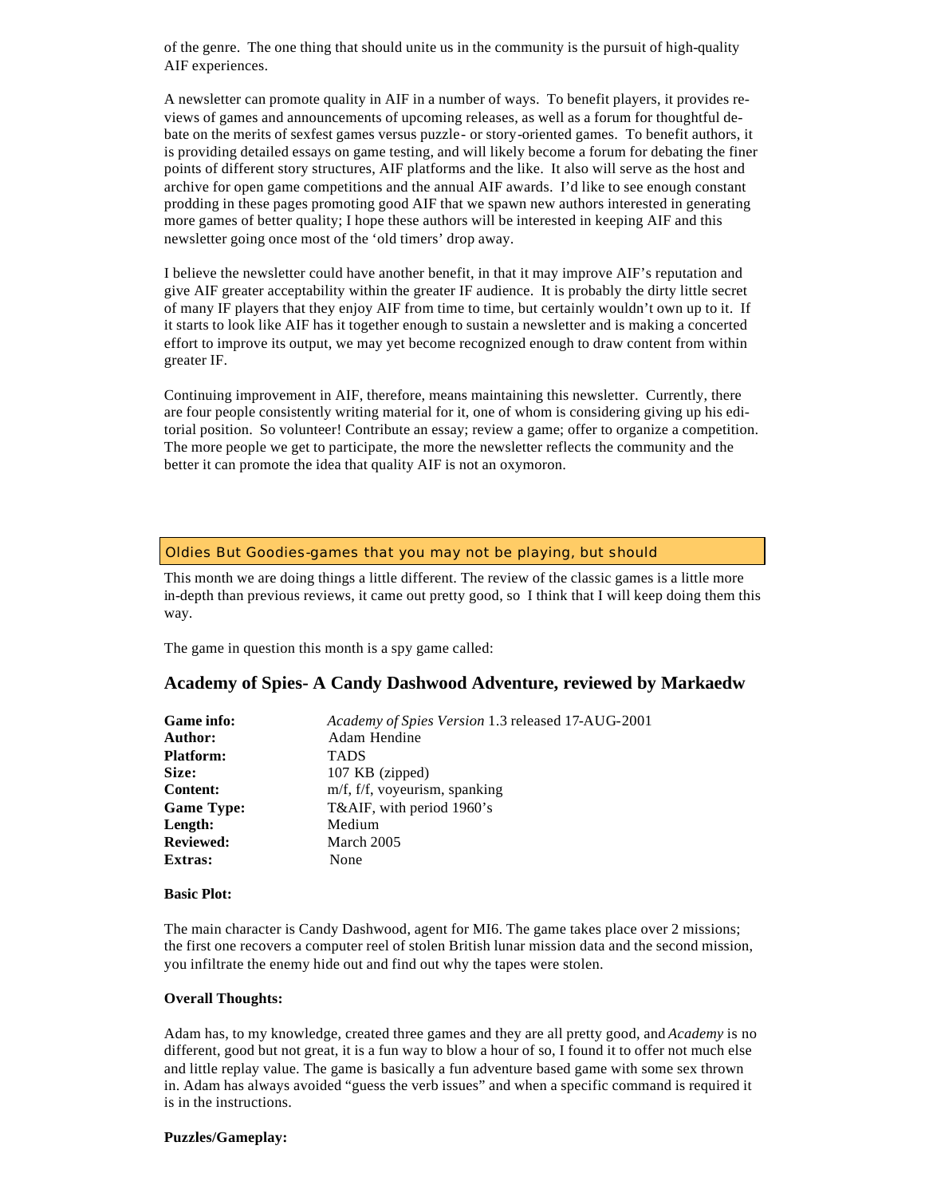of the genre. The one thing that should unite us in the community is the pursuit of high-quality AIF experiences.

A newsletter can promote quality in AIF in a number of ways. To benefit players, it provides reviews of games and announcements of upcoming releases, as well as a forum for thoughtful debate on the merits of sexfest games versus puzzle- or story-oriented games. To benefit authors, it is providing detailed essays on game testing, and will likely become a forum for debating the finer points of different story structures, AIF platforms and the like. It also will serve as the host and archive for open game competitions and the annual AIF awards. I'd like to see enough constant prodding in these pages promoting good AIF that we spawn new authors interested in generating more games of better quality; I hope these authors will be interested in keeping AIF and this newsletter going once most of the 'old timers' drop away.

I believe the newsletter could have another benefit, in that it may improve AIF's reputation and give AIF greater acceptability within the greater IF audience. It is probably the dirty little secret of many IF players that they enjoy AIF from time to time, but certainly wouldn't own up to it. If it starts to look like AIF has it together enough to sustain a newsletter and is making a concerted effort to improve its output, we may yet become recognized enough to draw content from within greater IF.

Continuing improvement in AIF, therefore, means maintaining this newsletter. Currently, there are four people consistently writing material for it, one of whom is considering giving up his editorial position. So volunteer! Contribute an essay; review a game; offer to organize a competition. The more people we get to participate, the more the newsletter reflects the community and the better it can promote the idea that quality AIF is not an oxymoron.

## Oldies But Goodies-games that you may not be playing, but should

This month we are doing things a little different. The review of the classic games is a little more in-depth than previous reviews, it came out pretty good, so I think that I will keep doing them this way.

The game in question this month is a spy game called:

### Academy of Spies- A Candy Dashwood Adventure, reviewed by Markaedw

| | |
|---|---|
| **Game info:** | *Academy of Spies Version* 1.3 released 17-AUG-2001 |
| **Author:** | Adam Hendine |
| **Platform:** | TADS |
| **Size:** | 107 KB (zipped) |
| **Content:** | m/f, f/f, voyeurism, spanking |
| **Game Type:** | T&AIF, with period 1960's |
| **Length:** | Medium |
| **Reviewed:** | March 2005 |
| **Extras:** | None |

**Basic Plot:**

The main character is Candy Dashwood, agent for MI6. The game takes place over 2 missions; the first one recovers a computer reel of stolen British lunar mission data and the second mission, you infiltrate the enemy hide out and find out why the tapes were stolen.

**Overall Thoughts:**

Adam has, to my knowledge, created three games and they are all pretty good, and *Academy* is no different, good but not great, it is a fun way to blow a hour of so, I found it to offer not much else and little replay value. The game is basically a fun adventure based game with some sex thrown in. Adam has always avoided "guess the verb issues" and when a specific command is required it is in the instructions.

**Puzzles/Gameplay:**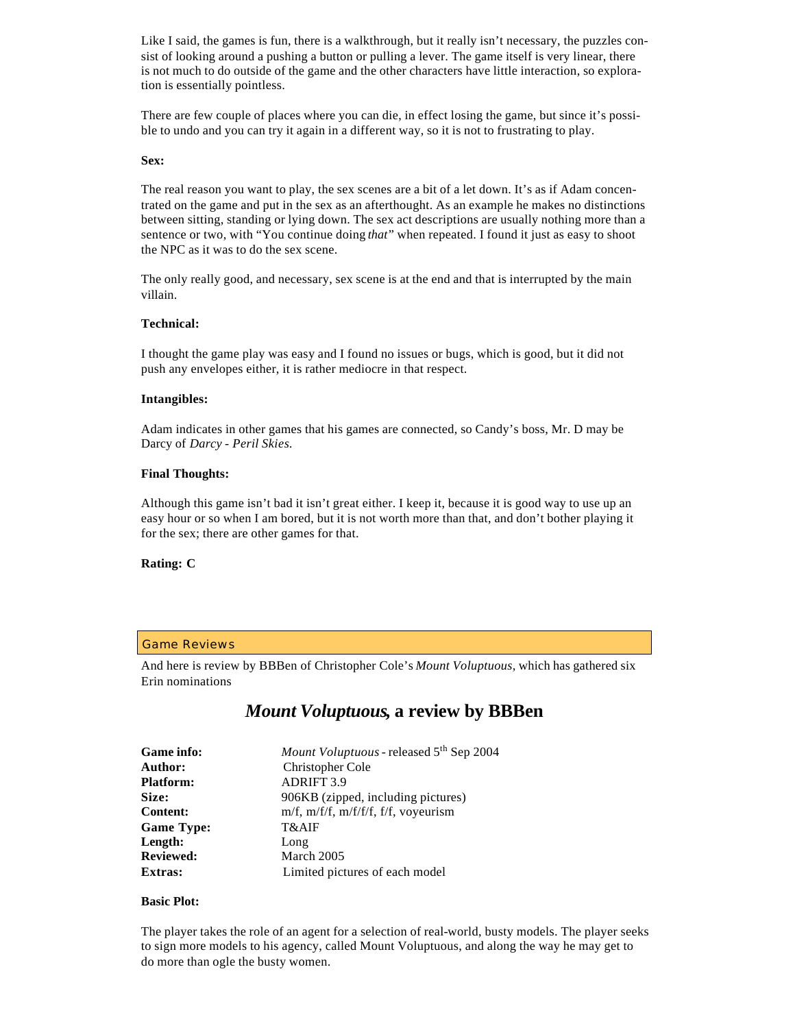Like I said, the games is fun, there is a walkthrough, but it really isn't necessary, the puzzles consist of looking around a pushing a button or pulling a lever. The game itself is very linear, there is not much to do outside of the game and the other characters have little interaction, so exploration is essentially pointless.

There are few couple of places where you can die, in effect losing the game, but since it's possible to undo and you can try it again in a different way, so it is not to frustrating to play.

**Sex:**

The real reason you want to play, the sex scenes are a bit of a let down. It's as if Adam concentrated on the game and put in the sex as an afterthought. As an example he makes no distinctions between sitting, standing or lying down. The sex act descriptions are usually nothing more than a sentence or two, with "You continue doing *that*" when repeated. I found it just as easy to shoot the NPC as it was to do the sex scene.

The only really good, and necessary, sex scene is at the end and that is interrupted by the main villain.

**Technical:**

I thought the game play was easy and I found no issues or bugs, which is good, but it did not push any envelopes either, it is rather mediocre in that respect.

**Intangibles:**

Adam indicates in other games that his games are connected, so Candy's boss, Mr. D may be Darcy of *Darcy - Peril Skies.*

**Final Thoughts:**

Although this game isn't bad it isn't great either. I keep it, because it is good way to use up an easy hour or so when I am bored, but it is not worth more than that, and don't bother playing it for the sex; there are other games for that.

**Rating: C**

## Game Reviews

And here is review by BBBen of Christopher Cole's *Mount Voluptuous*, which has gathered six Erin nominations

# *Mount Voluptuous*, a review by BBBen

| | |
|---|---|
| **Game info:** | *Mount Voluptuous* - released 5th Sep 2004 |
| **Author:** | Christopher Cole |
| **Platform:** | ADRIFT 3.9 |
| **Size:** | 906KB (zipped, including pictures) |
| **Content:** | m/f, m/f/f, m/f/f/f, f/f, voyeurism |
| **Game Type:** | T&AIF |
| **Length:** | Long |
| **Reviewed:** | March 2005 |
| **Extras:** | Limited pictures of each model |

**Basic Plot:**

The player takes the role of an agent for a selection of real-world, busty models. The player seeks to sign more models to his agency, called Mount Voluptuous, and along the way he may get to do more than ogle the busty women.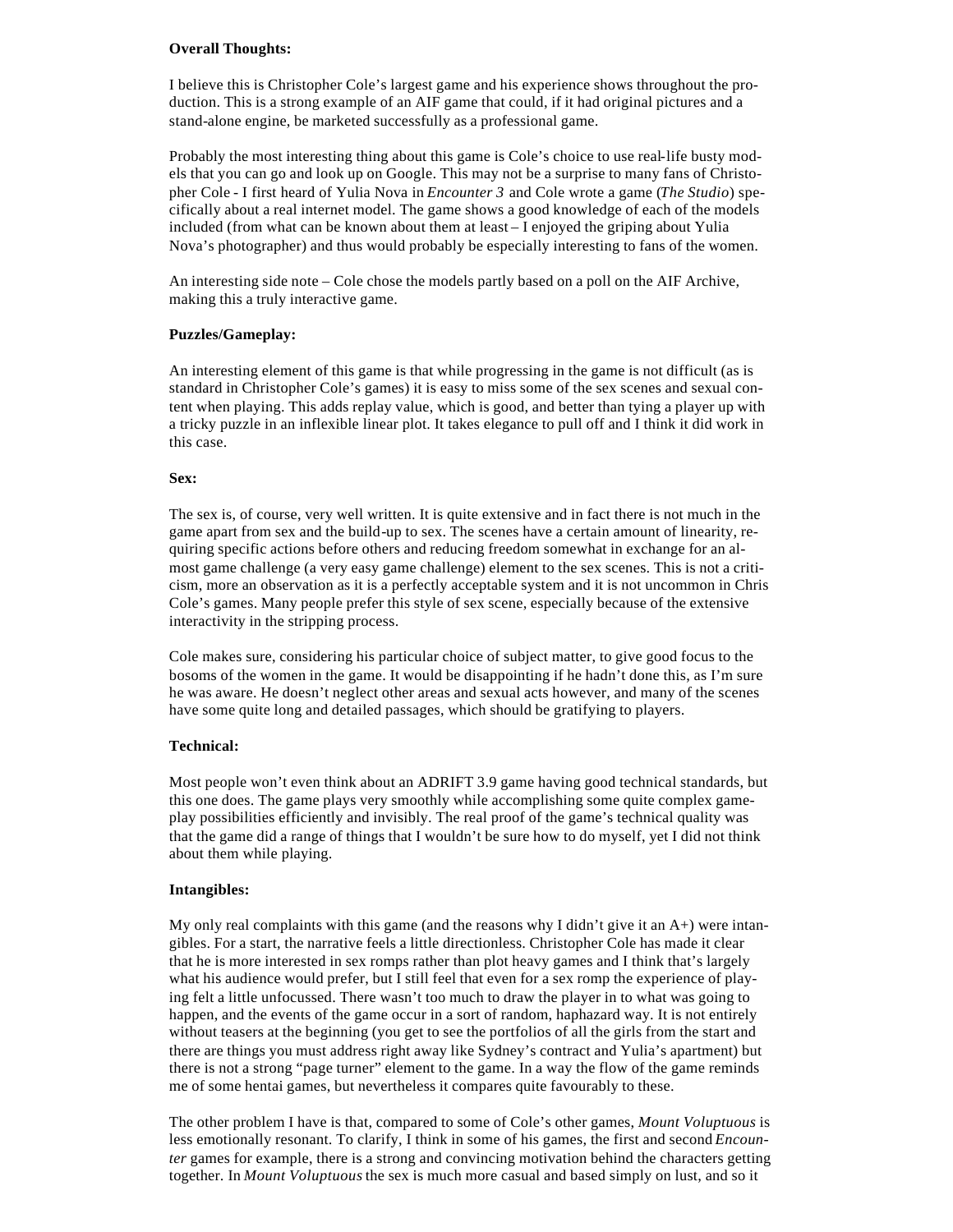**Overall Thoughts:**

I believe this is Christopher Cole's largest game and his experience shows throughout the production. This is a strong example of an AIF game that could, if it had original pictures and a stand-alone engine, be marketed successfully as a professional game.

Probably the most interesting thing about this game is Cole's choice to use real-life busty models that you can go and look up on Google. This may not be a surprise to many fans of Christopher Cole - I first heard of Yulia Nova in *Encounter 3* and Cole wrote a game (*The Studio*) specifically about a real internet model. The game shows a good knowledge of each of the models included (from what can be known about them at least – I enjoyed the griping about Yulia Nova's photographer) and thus would probably be especially interesting to fans of the women.

An interesting side note – Cole chose the models partly based on a poll on the AIF Archive, making this a truly interactive game.

**Puzzles/Gameplay:**

An interesting element of this game is that while progressing in the game is not difficult (as is standard in Christopher Cole's games) it is easy to miss some of the sex scenes and sexual content when playing. This adds replay value, which is good, and better than tying a player up with a tricky puzzle in an inflexible linear plot. It takes elegance to pull off and I think it did work in this case.

**Sex:**

The sex is, of course, very well written. It is quite extensive and in fact there is not much in the game apart from sex and the build-up to sex. The scenes have a certain amount of linearity, requiring specific actions before others and reducing freedom somewhat in exchange for an almost game challenge (a very easy game challenge) element to the sex scenes. This is not a criticism, more an observation as it is a perfectly acceptable system and it is not uncommon in Chris Cole's games. Many people prefer this style of sex scene, especially because of the extensive interactivity in the stripping process.

Cole makes sure, considering his particular choice of subject matter, to give good focus to the bosoms of the women in the game. It would be disappointing if he hadn't done this, as I'm sure he was aware. He doesn't neglect other areas and sexual acts however, and many of the scenes have some quite long and detailed passages, which should be gratifying to players.

**Technical:**

Most people won't even think about an ADRIFT 3.9 game having good technical standards, but this one does. The game plays very smoothly while accomplishing some quite complex gameplay possibilities efficiently and invisibly. The real proof of the game's technical quality was that the game did a range of things that I wouldn't be sure how to do myself, yet I did not think about them while playing.

**Intangibles:**

My only real complaints with this game (and the reasons why I didn't give it an A+) were intangibles. For a start, the narrative feels a little directionless. Christopher Cole has made it clear that he is more interested in sex romps rather than plot heavy games and I think that's largely what his audience would prefer, but I still feel that even for a sex romp the experience of playing felt a little unfocussed. There wasn't too much to draw the player in to what was going to happen, and the events of the game occur in a sort of random, haphazard way. It is not entirely without teasers at the beginning (you get to see the portfolios of all the girls from the start and there are things you must address right away like Sydney's contract and Yulia's apartment) but there is not a strong "page turner" element to the game. In a way the flow of the game reminds me of some hentai games, but nevertheless it compares quite favourably to these.

The other problem I have is that, compared to some of Cole's other games, *Mount Voluptuous* is less emotionally resonant. To clarify, I think in some of his games, the first and second *Encounter* games for example, there is a strong and convincing motivation behind the characters getting together. In *Mount Voluptuous* the sex is much more casual and based simply on lust, and so it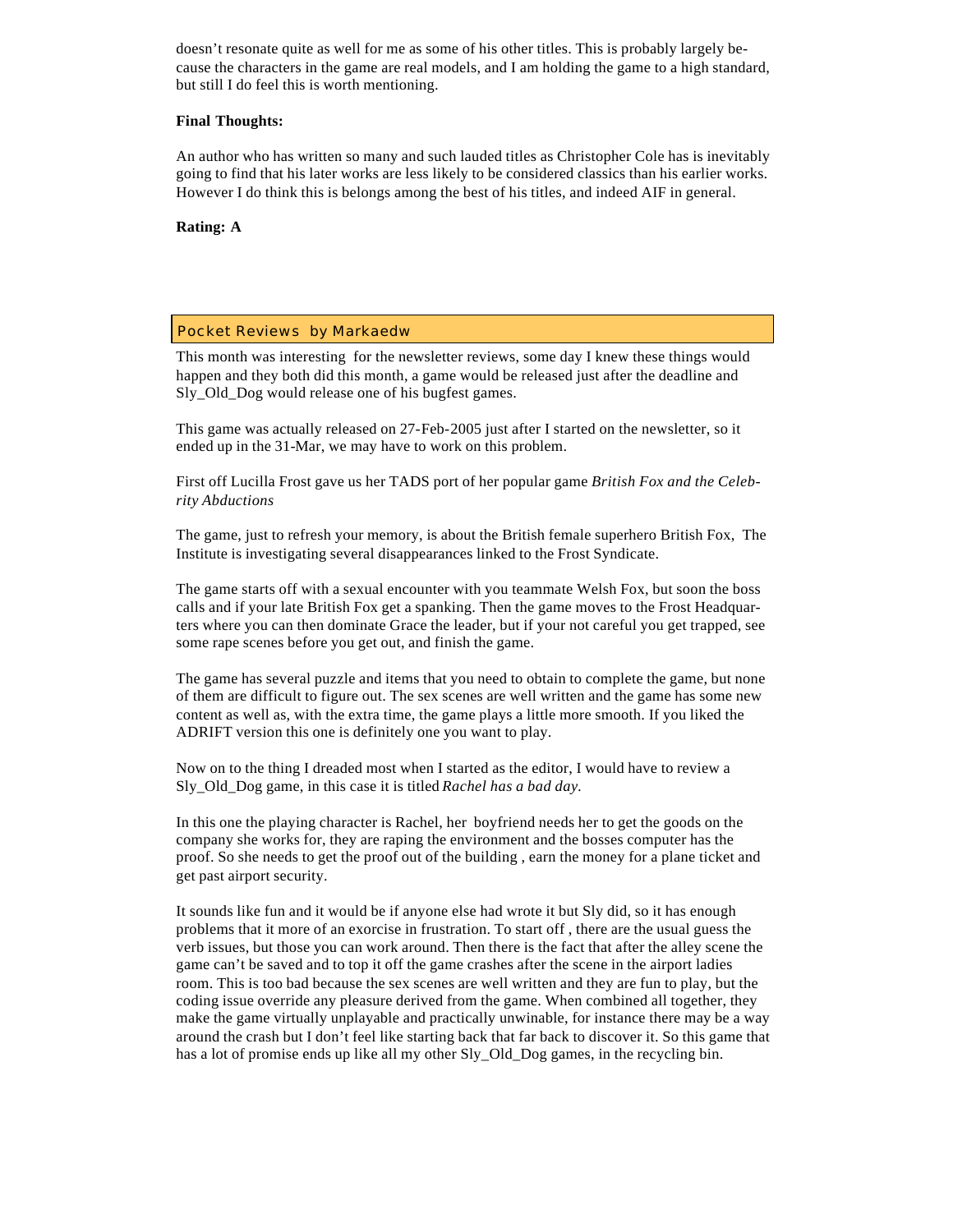doesn't resonate quite as well for me as some of his other titles. This is probably largely because the characters in the game are real models, and I am holding the game to a high standard, but still I do feel this is worth mentioning.

**Final Thoughts:**

An author who has written so many and such lauded titles as Christopher Cole has is inevitably going to find that his later works are less likely to be considered classics than his earlier works. However I do think this is belongs among the best of his titles, and indeed AIF in general.

**Rating: A**

## Pocket Reviews by Markaedw

This month was interesting for the newsletter reviews, some day I knew these things would happen and they both did this month, a game would be released just after the deadline and Sly_Old_Dog would release one of his bugfest games.

This game was actually released on 27-Feb-2005 just after I started on the newsletter, so it ended up in the 31-Mar, we may have to work on this problem.

First off Lucilla Frost gave us her TADS port of her popular game *British Fox and the Celebrity Abductions*

The game, just to refresh your memory, is about the British female superhero British Fox, The Institute is investigating several disappearances linked to the Frost Syndicate.

The game starts off with a sexual encounter with you teammate Welsh Fox, but soon the boss calls and if your late British Fox get a spanking. Then the game moves to the Frost Headquarters where you can then dominate Grace the leader, but if your not careful you get trapped, see some rape scenes before you get out, and finish the game.

The game has several puzzle and items that you need to obtain to complete the game, but none of them are difficult to figure out. The sex scenes are well written and the game has some new content as well as, with the extra time, the game plays a little more smooth. If you liked the ADRIFT version this one is definitely one you want to play.

Now on to the thing I dreaded most when I started as the editor, I would have to review a Sly_Old_Dog game, in this case it is titled *Rachel has a bad day.*

In this one the playing character is Rachel, her boyfriend needs her to get the goods on the company she works for, they are raping the environment and the bosses computer has the proof. So she needs to get the proof out of the building , earn the money for a plane ticket and get past airport security.

It sounds like fun and it would be if anyone else had wrote it but Sly did, so it has enough problems that it more of an exorcise in frustration. To start off , there are the usual guess the verb issues, but those you can work around. Then there is the fact that after the alley scene the game can't be saved and to top it off the game crashes after the scene in the airport ladies room. This is too bad because the sex scenes are well written and they are fun to play, but the coding issue override any pleasure derived from the game. When combined all together, they make the game virtually unplayable and practically unwinable, for instance there may be a way around the crash but I don't feel like starting back that far back to discover it. So this game that has a lot of promise ends up like all my other Sly_Old_Dog games, in the recycling bin.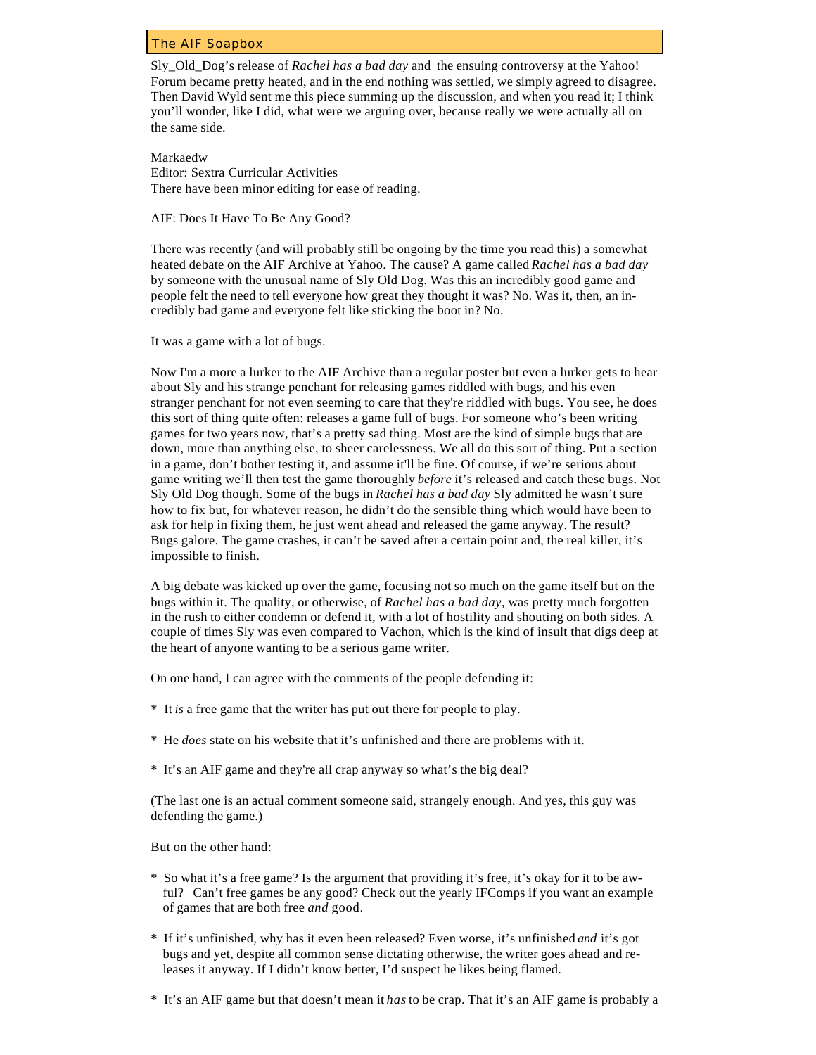## The AIF Soapbox

Sly_Old_Dog's release of *Rachel has a bad day* and the ensuing controversy at the Yahoo! Forum became pretty heated, and in the end nothing was settled, we simply agreed to disagree. Then David Wyld sent me this piece summing up the discussion, and when you read it; I think you'll wonder, like I did, what were we arguing over, because really we were actually all on the same side.

Markaedw
Editor: Sextra Curricular Activities
There have been minor editing for ease of reading.

AIF: Does It Have To Be Any Good?

There was recently (and will probably still be ongoing by the time you read this) a somewhat heated debate on the AIF Archive at Yahoo. The cause? A game called *Rachel has a bad day* by someone with the unusual name of Sly Old Dog. Was this an incredibly good game and people felt the need to tell everyone how great they thought it was? No. Was it, then, an incredibly bad game and everyone felt like sticking the boot in? No.

It was a game with a lot of bugs.

Now I'm a more a lurker to the AIF Archive than a regular poster but even a lurker gets to hear about Sly and his strange penchant for releasing games riddled with bugs, and his even stranger penchant for not even seeming to care that they're riddled with bugs. You see, he does this sort of thing quite often: releases a game full of bugs. For someone who's been writing games for two years now, that's a pretty sad thing. Most are the kind of simple bugs that are down, more than anything else, to sheer carelessness. We all do this sort of thing. Put a section in a game, don't bother testing it, and assume it'll be fine. Of course, if we're serious about game writing we'll then test the game thoroughly *before* it's released and catch these bugs. Not Sly Old Dog though. Some of the bugs in *Rachel has a bad day* Sly admitted he wasn't sure how to fix but, for whatever reason, he didn't do the sensible thing which would have been to ask for help in fixing them, he just went ahead and released the game anyway. The result? Bugs galore. The game crashes, it can't be saved after a certain point and, the real killer, it's impossible to finish.

A big debate was kicked up over the game, focusing not so much on the game itself but on the bugs within it. The quality, or otherwise, of *Rachel has a bad day*, was pretty much forgotten in the rush to either condemn or defend it, with a lot of hostility and shouting on both sides. A couple of times Sly was even compared to Vachon, which is the kind of insult that digs deep at the heart of anyone wanting to be a serious game writer.

On one hand, I can agree with the comments of the people defending it:

* It *is* a free game that the writer has put out there for people to play.

* He *does* state on his website that it's unfinished and there are problems with it.

* It's an AIF game and they're all crap anyway so what's the big deal?

(The last one is an actual comment someone said, strangely enough. And yes, this guy was defending the game.)

But on the other hand:

* So what it's a free game? Is the argument that providing it's free, it's okay for it to be awful? Can't free games be any good? Check out the yearly IFComps if you want an example of games that are both free *and* good.

* If it's unfinished, why has it even been released? Even worse, it's unfinished *and* it's got bugs and yet, despite all common sense dictating otherwise, the writer goes ahead and releases it anyway. If I didn't know better, I'd suspect he likes being flamed.

* It's an AIF game but that doesn't mean it *has* to be crap. That it's an AIF game is probably a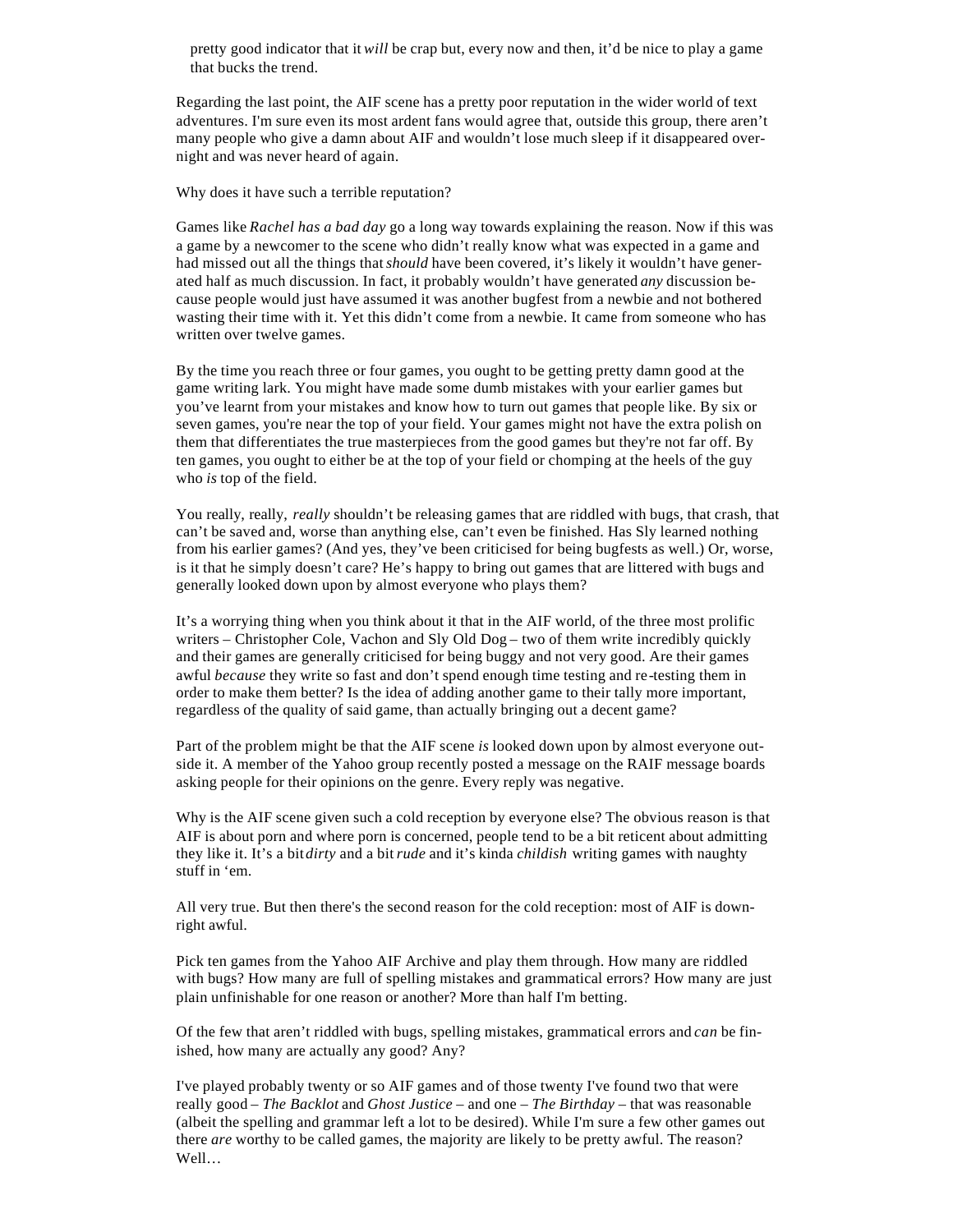pretty good indicator that it *will* be crap but, every now and then, it'd be nice to play a game that bucks the trend.

Regarding the last point, the AIF scene has a pretty poor reputation in the wider world of text adventures. I'm sure even its most ardent fans would agree that, outside this group, there aren't many people who give a damn about AIF and wouldn't lose much sleep if it disappeared overnight and was never heard of again.

Why does it have such a terrible reputation?

Games like *Rachel has a bad day* go a long way towards explaining the reason. Now if this was a game by a newcomer to the scene who didn't really know what was expected in a game and had missed out all the things that *should* have been covered, it's likely it wouldn't have generated half as much discussion. In fact, it probably wouldn't have generated *any* discussion because people would just have assumed it was another bugfest from a newbie and not bothered wasting their time with it. Yet this didn't come from a newbie. It came from someone who has written over twelve games.

By the time you reach three or four games, you ought to be getting pretty damn good at the game writing lark. You might have made some dumb mistakes with your earlier games but you've learnt from your mistakes and know how to turn out games that people like. By six or seven games, you're near the top of your field. Your games might not have the extra polish on them that differentiates the true masterpieces from the good games but they're not far off. By ten games, you ought to either be at the top of your field or chomping at the heels of the guy who *is* top of the field.

You really, really, *really* shouldn't be releasing games that are riddled with bugs, that crash, that can't be saved and, worse than anything else, can't even be finished. Has Sly learned nothing from his earlier games? (And yes, they've been criticised for being bugfests as well.) Or, worse, is it that he simply doesn't care? He's happy to bring out games that are littered with bugs and generally looked down upon by almost everyone who plays them?

It's a worrying thing when you think about it that in the AIF world, of the three most prolific writers – Christopher Cole, Vachon and Sly Old Dog – two of them write incredibly quickly and their games are generally criticised for being buggy and not very good. Are their games awful *because* they write so fast and don't spend enough time testing and re-testing them in order to make them better? Is the idea of adding another game to their tally more important, regardless of the quality of said game, than actually bringing out a decent game?

Part of the problem might be that the AIF scene *is* looked down upon by almost everyone outside it. A member of the Yahoo group recently posted a message on the RAIF message boards asking people for their opinions on the genre. Every reply was negative.

Why is the AIF scene given such a cold reception by everyone else? The obvious reason is that AIF is about porn and where porn is concerned, people tend to be a bit reticent about admitting they like it. It's a bit *dirty* and a bit *rude* and it's kinda *childish* writing games with naughty stuff in 'em.

All very true. But then there's the second reason for the cold reception: most of AIF is downright awful.

Pick ten games from the Yahoo AIF Archive and play them through. How many are riddled with bugs? How many are full of spelling mistakes and grammatical errors? How many are just plain unfinishable for one reason or another? More than half I'm betting.

Of the few that aren't riddled with bugs, spelling mistakes, grammatical errors and *can* be finished, how many are actually any good? Any?

I've played probably twenty or so AIF games and of those twenty I've found two that were really good – *The Backlot* and *Ghost Justice* – and one – *The Birthday* – that was reasonable (albeit the spelling and grammar left a lot to be desired). While I'm sure a few other games out there *are* worthy to be called games, the majority are likely to be pretty awful. The reason? Well…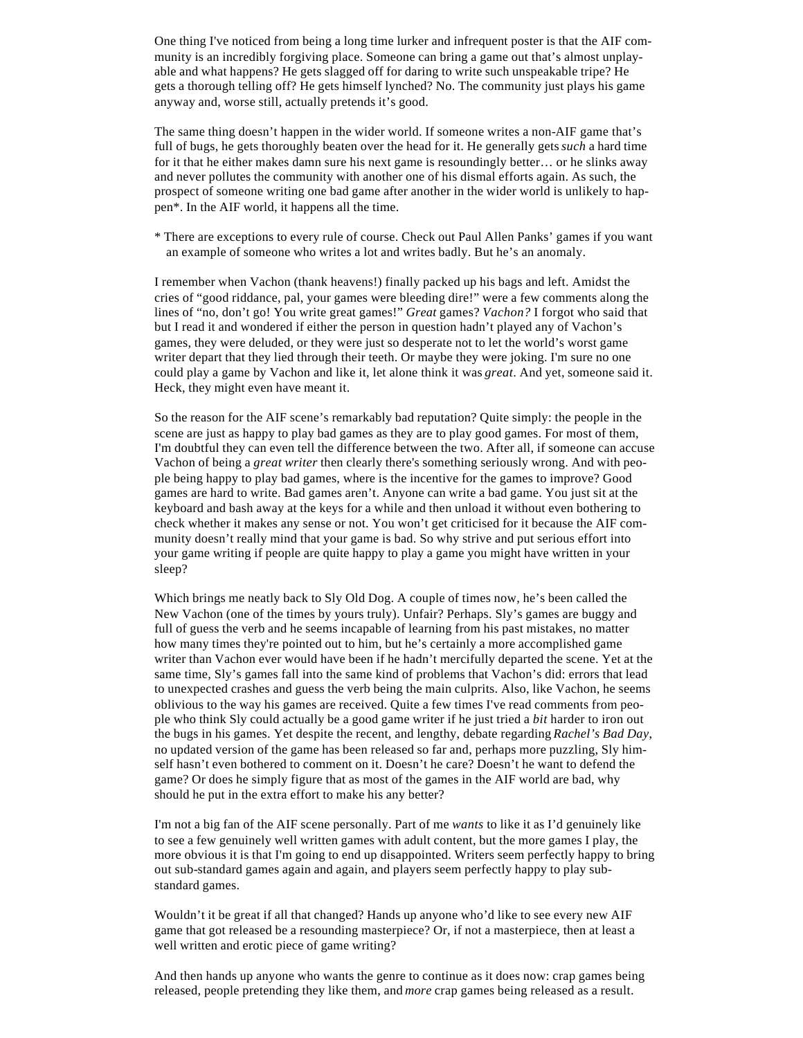One thing I've noticed from being a long time lurker and infrequent poster is that the AIF community is an incredibly forgiving place. Someone can bring a game out that's almost unplayable and what happens? He gets slagged off for daring to write such unspeakable tripe? He gets a thorough telling off? He gets himself lynched? No. The community just plays his game anyway and, worse still, actually pretends it's good.

The same thing doesn't happen in the wider world. If someone writes a non-AIF game that's full of bugs, he gets thoroughly beaten over the head for it. He generally gets *such* a hard time for it that he either makes damn sure his next game is resoundingly better… or he slinks away and never pollutes the community with another one of his dismal efforts again. As such, the prospect of someone writing one bad game after another in the wider world is unlikely to happen*. In the AIF world, it happens all the time.

* There are exceptions to every rule of course. Check out Paul Allen Panks' games if you want an example of someone who writes a lot and writes badly. But he's an anomaly.

I remember when Vachon (thank heavens!) finally packed up his bags and left. Amidst the cries of "good riddance, pal, your games were bleeding dire!" were a few comments along the lines of "no, don't go! You write great games!" *Great* games? *Vachon?* I forgot who said that but I read it and wondered if either the person in question hadn't played any of Vachon's games, they were deluded, or they were just so desperate not to let the world's worst game writer depart that they lied through their teeth. Or maybe they were joking. I'm sure no one could play a game by Vachon and like it, let alone think it was *great*. And yet, someone said it. Heck, they might even have meant it.

So the reason for the AIF scene's remarkably bad reputation? Quite simply: the people in the scene are just as happy to play bad games as they are to play good games. For most of them, I'm doubtful they can even tell the difference between the two. After all, if someone can accuse Vachon of being a *great writer* then clearly there's something seriously wrong. And with people being happy to play bad games, where is the incentive for the games to improve? Good games are hard to write. Bad games aren't. Anyone can write a bad game. You just sit at the keyboard and bash away at the keys for a while and then unload it without even bothering to check whether it makes any sense or not. You won't get criticised for it because the AIF community doesn't really mind that your game is bad. So why strive and put serious effort into your game writing if people are quite happy to play a game you might have written in your sleep?

Which brings me neatly back to Sly Old Dog. A couple of times now, he's been called the New Vachon (one of the times by yours truly). Unfair? Perhaps. Sly's games are buggy and full of guess the verb and he seems incapable of learning from his past mistakes, no matter how many times they're pointed out to him, but he's certainly a more accomplished game writer than Vachon ever would have been if he hadn't mercifully departed the scene. Yet at the same time, Sly's games fall into the same kind of problems that Vachon's did: errors that lead to unexpected crashes and guess the verb being the main culprits. Also, like Vachon, he seems oblivious to the way his games are received. Quite a few times I've read comments from people who think Sly could actually be a good game writer if he just tried a *bit* harder to iron out the bugs in his games. Yet despite the recent, and lengthy, debate regarding *Rachel's Bad Day*, no updated version of the game has been released so far and, perhaps more puzzling, Sly himself hasn't even bothered to comment on it. Doesn't he care? Doesn't he want to defend the game? Or does he simply figure that as most of the games in the AIF world are bad, why should he put in the extra effort to make his any better?

I'm not a big fan of the AIF scene personally. Part of me *wants* to like it as I'd genuinely like to see a few genuinely well written games with adult content, but the more games I play, the more obvious it is that I'm going to end up disappointed. Writers seem perfectly happy to bring out sub-standard games again and again, and players seem perfectly happy to play sub-standard games.

Wouldn't it be great if all that changed? Hands up anyone who'd like to see every new AIF game that got released be a resounding masterpiece? Or, if not a masterpiece, then at least a well written and erotic piece of game writing?

And then hands up anyone who wants the genre to continue as it does now: crap games being released, people pretending they like them, and *more* crap games being released as a result.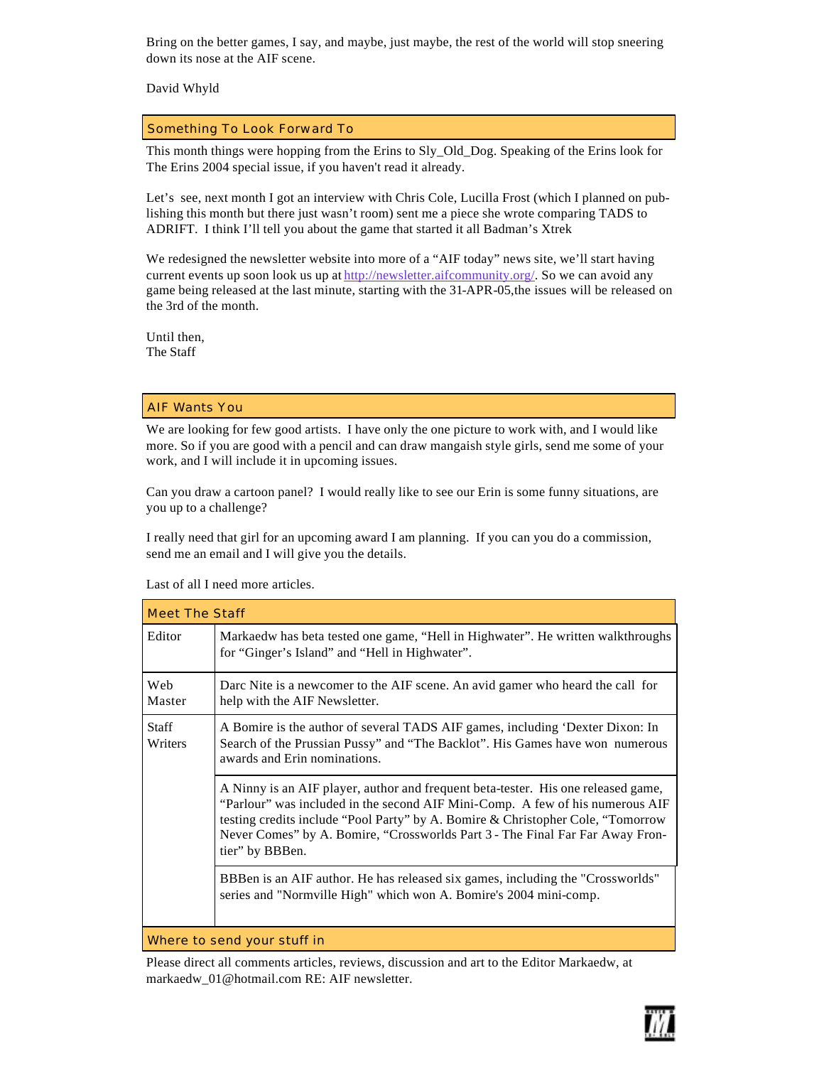Bring on the better games, I say, and maybe, just maybe, the rest of the world will stop sneering down its nose at the AIF scene.

David Whyld

## Something To Look Forward To

This month things were hopping from the Erins to Sly_Old_Dog. Speaking of the Erins look for The Erins 2004 special issue, if you haven't read it already.

Let's see, next month I got an interview with Chris Cole, Lucilla Frost (which I planned on publishing this month but there just wasn't room) sent me a piece she wrote comparing TADS to ADRIFT. I think I'll tell you about the game that started it all Badman's Xtrek

We redesigned the newsletter website into more of a "AIF today" news site, we'll start having current events up soon look us up at http://newsletter.aifcommunity.org/. So we can avoid any game being released at the last minute, starting with the 31-APR-05,the issues will be released on the 3rd of the month.

Until then,
The Staff

## AIF Wants You

We are looking for few good artists. I have only the one picture to work with, and I would like more. So if you are good with a pencil and can draw mangaish style girls, send me some of your work, and I will include it in upcoming issues.

Can you draw a cartoon panel? I would really like to see our Erin is some funny situations, are you up to a challenge?

I really need that girl for an upcoming award I am planning. If you can you do a commission, send me an email and I will give you the details.

Last of all I need more articles.

## Meet The Staff

| | |
|---|---|
| Editor | Markaedw has beta tested one game, "Hell in Highwater". He written walkthroughs for "Ginger's Island" and "Hell in Highwater". |
| Web Master | Darc Nite is a newcomer to the AIF scene. An avid gamer who heard the call for help with the AIF Newsletter. |
| Staff Writers | A Bomire is the author of several TADS AIF games, including 'Dexter Dixon: In Search of the Prussian Pussy" and "The Backlot". His Games have won numerous awards and Erin nominations. |
| | A Ninny is an AIF player, author and frequent beta-tester. His one released game, "Parlour" was included in the second AIF Mini-Comp. A few of his numerous AIF testing credits include "Pool Party" by A. Bomire & Christopher Cole, "Tomorrow Never Comes" by A. Bomire, "Crossworlds Part 3 - The Final Far Far Away Frontier" by BBBen. |
| | BBBen is an AIF author. He has released six games, including the "Crossworlds" series and "Normville High" which won A. Bomire's 2004 mini-comp. |

## Where to send your stuff in

Please direct all comments articles, reviews, discussion and art to the Editor Markaedw, at markaedw_01@hotmail.com RE: AIF newsletter.